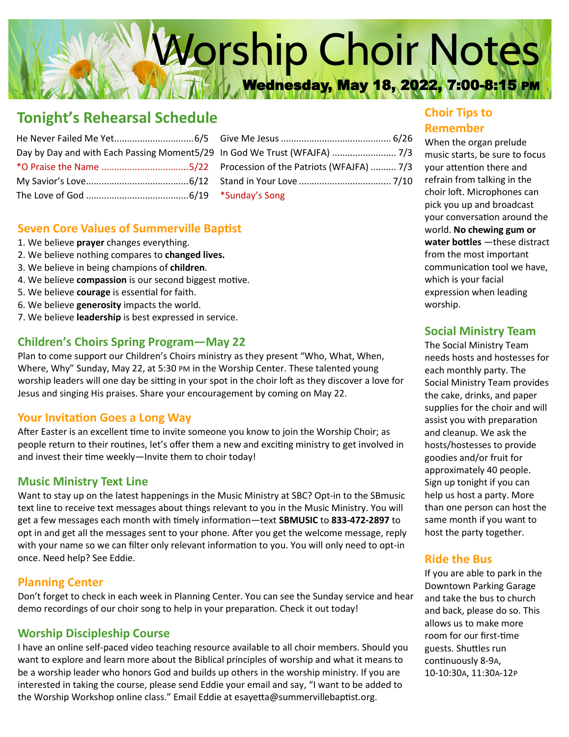# Worship Choir Notes

**Wednesday, May 18, 2022, 7:00-8:15 PM**

## Tonight's Rehearsal Schedule

| Song | Date | Song | Date |
|---|---|---|---|
| He Never Failed Me Yet | 6/5 | Give Me Jesus | 6/26 |
| Day by Day and with Each Passing Moment | 5/29 | In God We Trust (WFAJFA) | 7/3 |
| *O Praise the Name | 5/22 | Procession of the Patriots (WFAJFA) | 7/3 |
| My Savior's Love | 6/12 | Stand in Your Love | 7/10 |
| The Love of God | 6/19 | *Sunday's Song | |

### Seven Core Values of Summerville Baptist

1. We believe **prayer** changes everything.
2. We believe nothing compares to **changed lives.**
3. We believe in being champions of **children**.
4. We believe **compassion** is our second biggest motive.
5. We believe **courage** is essential for faith.
6. We believe **generosity** impacts the world.
7. We believe **leadership** is best expressed in service.

### Children's Choirs Spring Program—May 22

Plan to come support our Children's Choirs ministry as they present "Who, What, When, Where, Why" Sunday, May 22, at 5:30 PM in the Worship Center. These talented young worship leaders will one day be sitting in your spot in the choir loft as they discover a love for Jesus and singing His praises. Share your encouragement by coming on May 22.

### Your Invitation Goes a Long Way

After Easter is an excellent time to invite someone you know to join the Worship Choir; as people return to their routines, let's offer them a new and exciting ministry to get involved in and invest their time weekly—Invite them to choir today!

### Music Ministry Text Line

Want to stay up on the latest happenings in the Music Ministry at SBC? Opt-in to the SBmusic text line to receive text messages about things relevant to you in the Music Ministry. You will get a few messages each month with timely information—text **SBMUSIC** to **833-472-2897** to opt in and get all the messages sent to your phone. After you get the welcome message, reply with your name so we can filter only relevant information to you. You will only need to opt-in once. Need help? See Eddie.

### Planning Center

Don't forget to check in each week in Planning Center. You can see the Sunday service and hear demo recordings of our choir song to help in your preparation. Check it out today!

### Worship Discipleship Course

I have an online self-paced video teaching resource available to all choir members. Should you want to explore and learn more about the Biblical principles of worship and what it means to be a worship leader who honors God and builds up others in the worship ministry. If you are interested in taking the course, please send Eddie your email and say, "I want to be added to the Worship Workshop online class." Email Eddie at esayetta@summervillebaptist.org.

### Choir Tips to Remember

When the organ prelude music starts, be sure to focus your attention there and refrain from talking in the choir loft. Microphones can pick you up and broadcast your conversation around the world. **No chewing gum or water bottles** —these distract from the most important communication tool we have, which is your facial expression when leading worship.

### Social Ministry Team

The Social Ministry Team needs hosts and hostesses for each monthly party. The Social Ministry Team provides the cake, drinks, and paper supplies for the choir and will assist you with preparation and cleanup. We ask the hosts/hostesses to provide goodies and/or fruit for approximately 40 people. Sign up tonight if you can help us host a party. More than one person can host the same month if you want to host the party together.

### Ride the Bus

If you are able to park in the Downtown Parking Garage and take the bus to church and back, please do so. This allows us to make more room for our first-time guests. Shuttles run continuously 8-9A, 10-10:30A, 11:30A-12P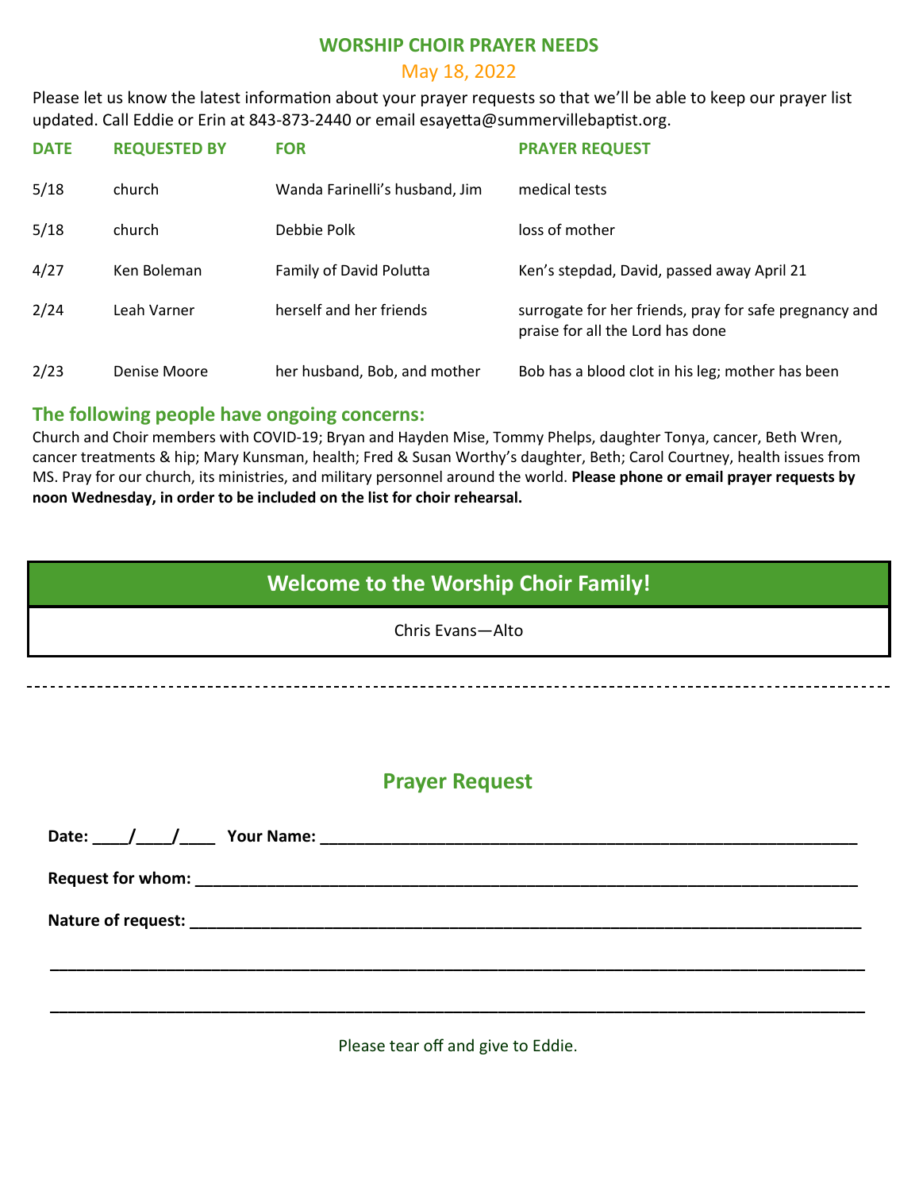## WORSHIP CHOIR PRAYER NEEDS

May 18, 2022

Please let us know the latest information about your prayer requests so that we'll be able to keep our prayer list updated. Call Eddie or Erin at 843-873-2440 or email esayetta@summervillebaptist.org.

| DATE | REQUESTED BY | FOR | PRAYER REQUEST |
|---|---|---|---|
| 5/18 | church | Wanda Farinelli's husband, Jim | medical tests |
| 5/18 | church | Debbie Polk | loss of mother |
| 4/27 | Ken Boleman | Family of David Polutta | Ken's stepdad, David, passed away April 21 |
| 2/24 | Leah Varner | herself and her friends | surrogate for her friends, pray for safe pregnancy and praise for all the Lord has done |
| 2/23 | Denise Moore | her husband, Bob, and mother | Bob has a blood clot in his leg; mother has been |

### The following people have ongoing concerns:

Church and Choir members with COVID-19; Bryan and Hayden Mise, Tommy Phelps, daughter Tonya, cancer, Beth Wren, cancer treatments & hip; Mary Kunsman, health; Fred & Susan Worthy's daughter, Beth; Carol Courtney, health issues from MS. Pray for our church, its ministries, and military personnel around the world. **Please phone or email prayer requests by noon Wednesday, in order to be included on the list for choir rehearsal.**

## Welcome to the Worship Choir Family!

Chris Evans—Alto

---

## Prayer Request

**Date: \_\_\_\_/\_\_\_\_/\_\_\_\_ Your Name: \_\_\_\_\_\_\_\_\_\_\_\_\_\_\_\_\_\_\_\_\_\_\_\_\_\_\_\_\_\_\_\_\_\_\_\_\_\_\_\_\_\_\_\_**

**Request for whom: \_\_\_\_\_\_\_\_\_\_\_\_\_\_\_\_\_\_\_\_\_\_\_\_\_\_\_\_\_\_\_\_\_\_\_\_\_\_\_\_\_\_\_\_\_\_\_\_\_\_**

**Nature of request: \_\_\_\_\_\_\_\_\_\_\_\_\_\_\_\_\_\_\_\_\_\_\_\_\_\_\_\_\_\_\_\_\_\_\_\_\_\_\_\_\_\_\_\_\_\_\_\_\_\_**

\_\_\_\_\_\_\_\_\_\_\_\_\_\_\_\_\_\_\_\_\_\_\_\_\_\_\_\_\_\_\_\_\_\_\_\_\_\_\_\_\_\_\_\_\_\_\_\_\_\_\_\_\_\_\_\_\_\_\_\_\_\_\_\_\_\_\_\_

\_\_\_\_\_\_\_\_\_\_\_\_\_\_\_\_\_\_\_\_\_\_\_\_\_\_\_\_\_\_\_\_\_\_\_\_\_\_\_\_\_\_\_\_\_\_\_\_\_\_\_\_\_\_\_\_\_\_\_\_\_\_\_\_\_\_\_\_

Please tear off and give to Eddie.